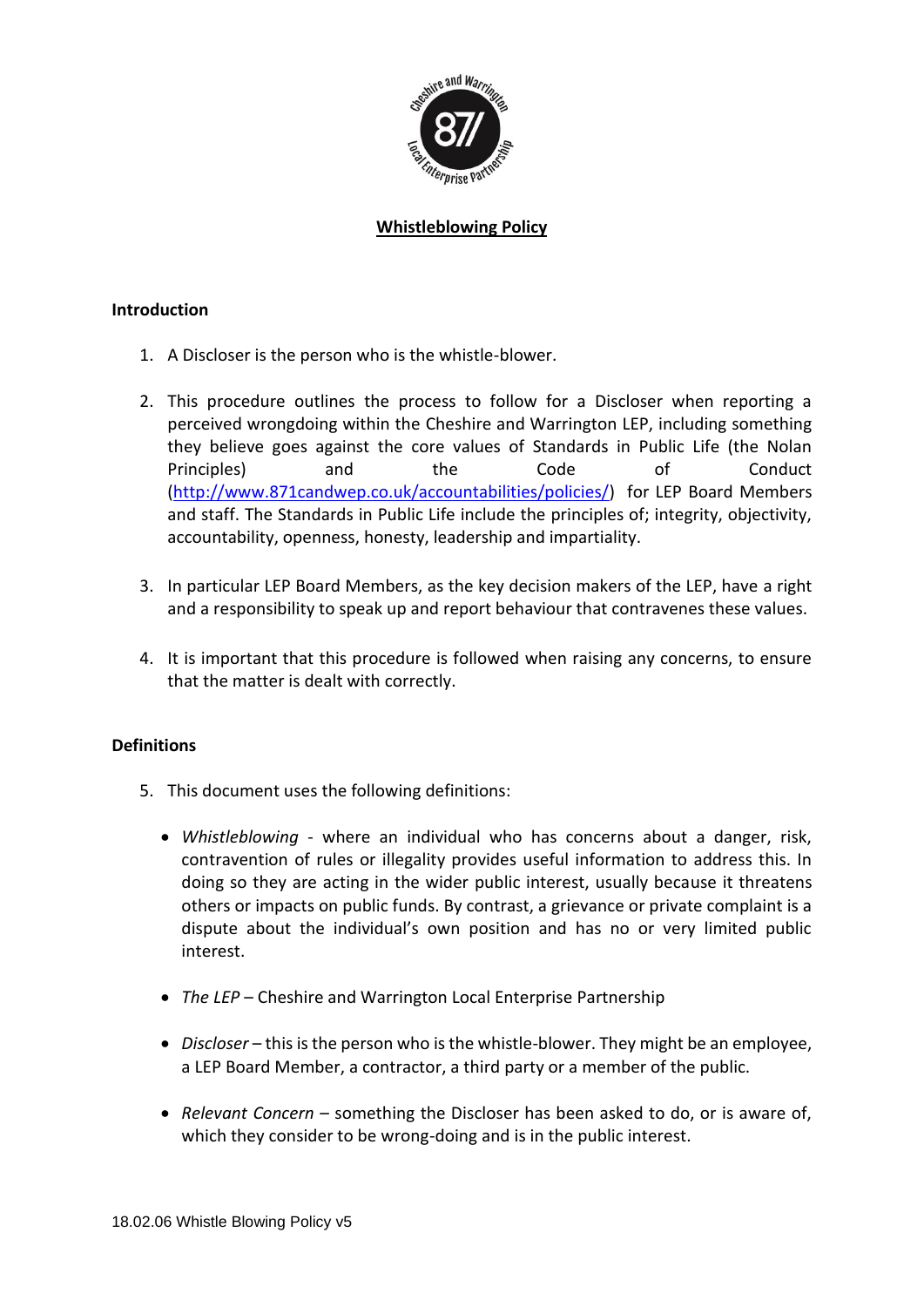# Whistleblowing Policy

## Introduction

1. A Discloser is the person who is the whistle-blower.

2. This procedure outlines the process to follow for a Discloser when reporting a perceived wrongdoing within the Cheshire and Warrington LEP, including something they believe goes against the core values of Standards in Public Life (the Nolan Principles) and the Code of Conduct ([http://www.871candwep.co.uk/accountabilities/policies/](http://www.871candwep.co.uk/accountabilities/policies/)) for LEP Board Members and staff. The Standards in Public Life include the principles of; integrity, objectivity, accountability, openness, honesty, leadership and impartiality.

3. In particular LEP Board Members, as the key decision makers of the LEP, have a right and a responsibility to speak up and report behaviour that contravenes these values.

4. It is important that this procedure is followed when raising any concerns, to ensure that the matter is dealt with correctly.

## Definitions

5. This document uses the following definitions:

   - *Whistleblowing* - where an individual who has concerns about a danger, risk, contravention of rules or illegality provides useful information to address this. In doing so they are acting in the wider public interest, usually because it threatens others or impacts on public funds. By contrast, a grievance or private complaint is a dispute about the individual's own position and has no or very limited public interest.

   - *The LEP* – Cheshire and Warrington Local Enterprise Partnership

   - *Discloser* – this is the person who is the whistle-blower. They might be an employee, a LEP Board Member, a contractor, a third party or a member of the public.

   - *Relevant Concern* – something the Discloser has been asked to do, or is aware of, which they consider to be wrong-doing and is in the public interest.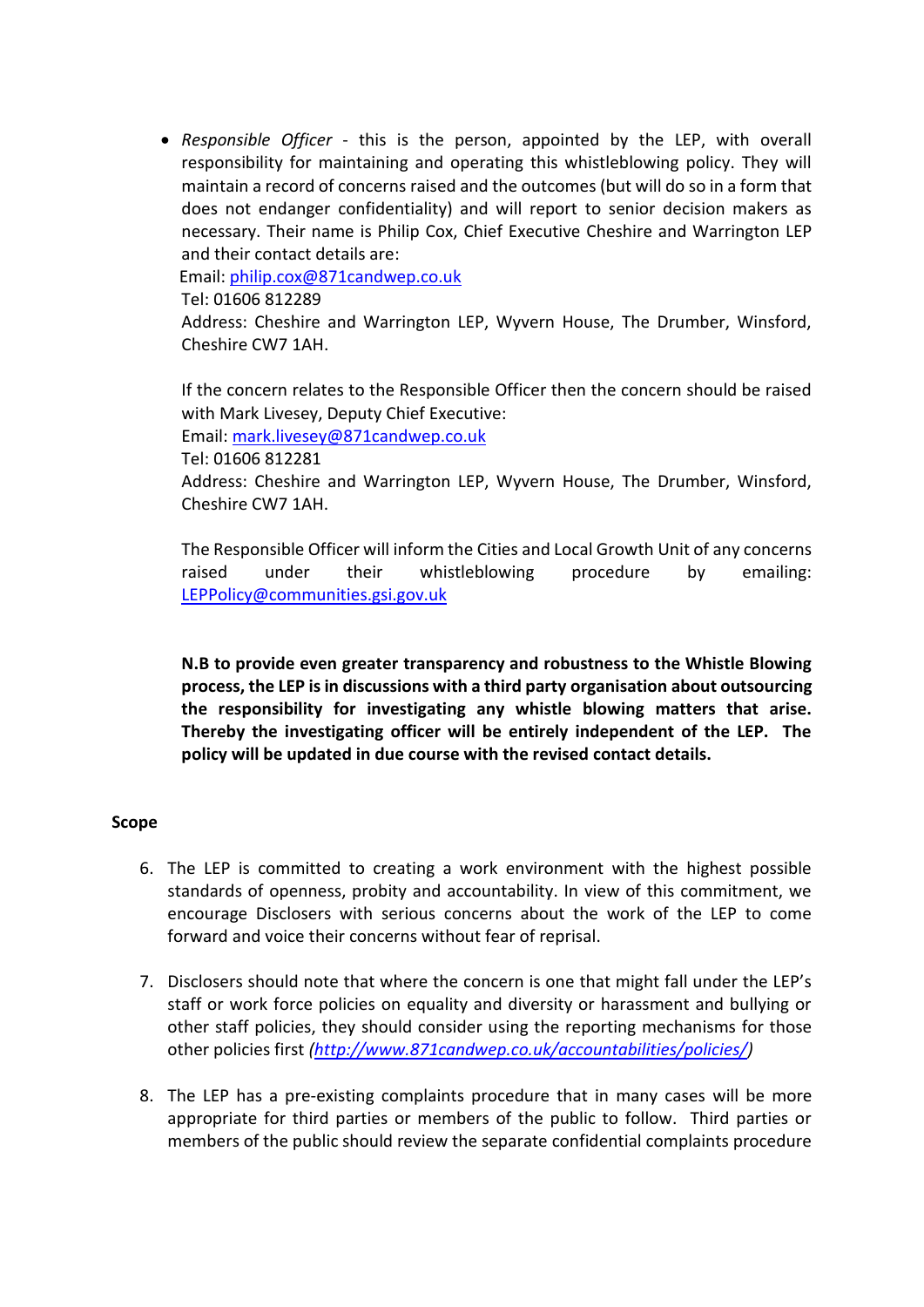- *Responsible Officer* - this is the person, appointed by the LEP, with overall responsibility for maintaining and operating this whistleblowing policy. They will maintain a record of concerns raised and the outcomes (but will do so in a form that does not endanger confidentiality) and will report to senior decision makers as necessary. Their name is Philip Cox, Chief Executive Cheshire and Warrington LEP and their contact details are:
  Email: [philip.cox@871candwep.co.uk](mailto:philip.cox@871candwep.co.uk)
  Tel: 01606 812289
  Address: Cheshire and Warrington LEP, Wyvern House, The Drumber, Winsford, Cheshire CW7 1AH.

  If the concern relates to the Responsible Officer then the concern should be raised with Mark Livesey, Deputy Chief Executive:
  Email: [mark.livesey@871candwep.co.uk](mailto:mark.livesey@871candwep.co.uk)
  Tel: 01606 812281
  Address: Cheshire and Warrington LEP, Wyvern House, The Drumber, Winsford, Cheshire CW7 1AH.

  The Responsible Officer will inform the Cities and Local Growth Unit of any concerns raised under their whistleblowing procedure by emailing: [LEPPolicy@communities.gsi.gov.uk](mailto:LEPPolicy@communities.gsi.gov.uk)

  **N.B to provide even greater transparency and robustness to the Whistle Blowing process, the LEP is in discussions with a third party organisation about outsourcing the responsibility for investigating any whistle blowing matters that arise. Thereby the investigating officer will be entirely independent of the LEP. The policy will be updated in due course with the revised contact details.**

## Scope

6. The LEP is committed to creating a work environment with the highest possible standards of openness, probity and accountability. In view of this commitment, we encourage Disclosers with serious concerns about the work of the LEP to come forward and voice their concerns without fear of reprisal.

7. Disclosers should note that where the concern is one that might fall under the LEP's staff or work force policies on equality and diversity or harassment and bullying or other staff policies, they should consider using the reporting mechanisms for those other policies first *([http://www.871candwep.co.uk/accountabilities/policies/](http://www.871candwep.co.uk/accountabilities/policies/))*

8. The LEP has a pre-existing complaints procedure that in many cases will be more appropriate for third parties or members of the public to follow. Third parties or members of the public should review the separate confidential complaints procedure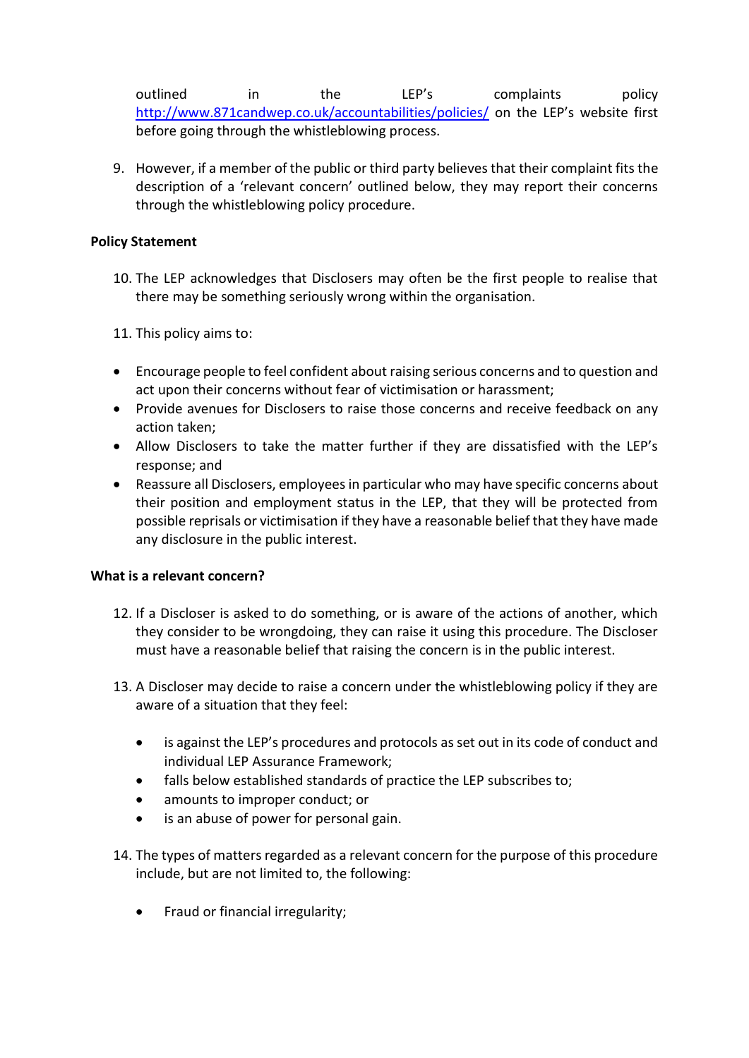outlined in the LEP's complaints policy http://www.871candwep.co.uk/accountabilities/policies/ on the LEP's website first before going through the whistleblowing process.

9. However, if a member of the public or third party believes that their complaint fits the description of a 'relevant concern' outlined below, they may report their concerns through the whistleblowing policy procedure.

**Policy Statement**

10. The LEP acknowledges that Disclosers may often be the first people to realise that there may be something seriously wrong within the organisation.

11. This policy aims to:

- Encourage people to feel confident about raising serious concerns and to question and act upon their concerns without fear of victimisation or harassment;
- Provide avenues for Disclosers to raise those concerns and receive feedback on any action taken;
- Allow Disclosers to take the matter further if they are dissatisfied with the LEP's response; and
- Reassure all Disclosers, employees in particular who may have specific concerns about their position and employment status in the LEP, that they will be protected from possible reprisals or victimisation if they have a reasonable belief that they have made any disclosure in the public interest.

**What is a relevant concern?**

12. If a Discloser is asked to do something, or is aware of the actions of another, which they consider to be wrongdoing, they can raise it using this procedure. The Discloser must have a reasonable belief that raising the concern is in the public interest.

13. A Discloser may decide to raise a concern under the whistleblowing policy if they are aware of a situation that they feel:

    - is against the LEP's procedures and protocols as set out in its code of conduct and individual LEP Assurance Framework;
    - falls below established standards of practice the LEP subscribes to;
    - amounts to improper conduct; or
    - is an abuse of power for personal gain.

14. The types of matters regarded as a relevant concern for the purpose of this procedure include, but are not limited to, the following:

    - Fraud or financial irregularity;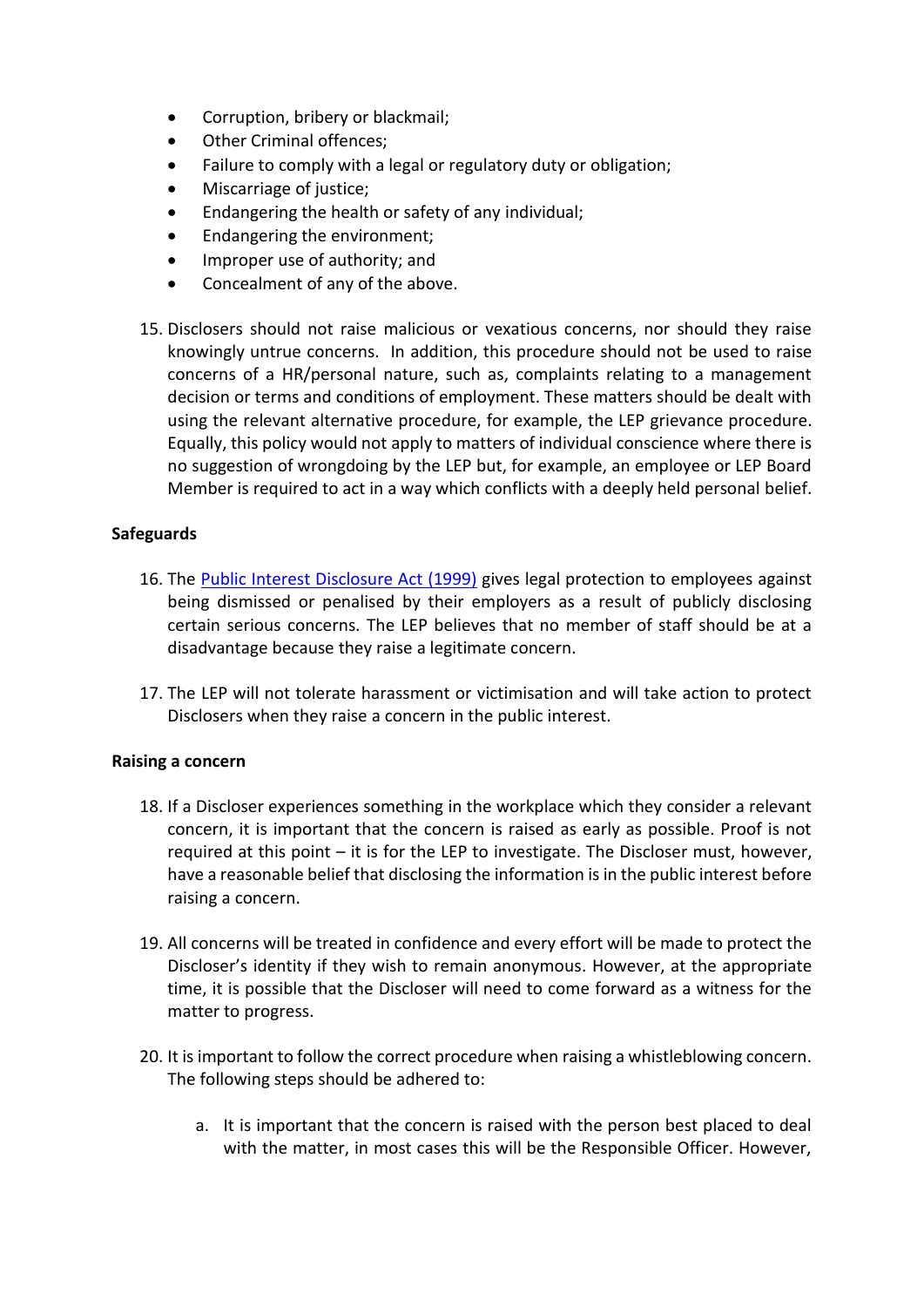- Corruption, bribery or blackmail;
- Other Criminal offences;
- Failure to comply with a legal or regulatory duty or obligation;
- Miscarriage of justice;
- Endangering the health or safety of any individual;
- Endangering the environment;
- Improper use of authority; and
- Concealment of any of the above.

15. Disclosers should not raise malicious or vexatious concerns, nor should they raise knowingly untrue concerns. In addition, this procedure should not be used to raise concerns of a HR/personal nature, such as, complaints relating to a management decision or terms and conditions of employment. These matters should be dealt with using the relevant alternative procedure, for example, the LEP grievance procedure. Equally, this policy would not apply to matters of individual conscience where there is no suggestion of wrongdoing by the LEP but, for example, an employee or LEP Board Member is required to act in a way which conflicts with a deeply held personal belief.

**Safeguards**

16. The [Public Interest Disclosure Act (1999)]() gives legal protection to employees against being dismissed or penalised by their employers as a result of publicly disclosing certain serious concerns. The LEP believes that no member of staff should be at a disadvantage because they raise a legitimate concern.

17. The LEP will not tolerate harassment or victimisation and will take action to protect Disclosers when they raise a concern in the public interest.

**Raising a concern**

18. If a Discloser experiences something in the workplace which they consider a relevant concern, it is important that the concern is raised as early as possible. Proof is not required at this point – it is for the LEP to investigate. The Discloser must, however, have a reasonable belief that disclosing the information is in the public interest before raising a concern.

19. All concerns will be treated in confidence and every effort will be made to protect the Discloser's identity if they wish to remain anonymous. However, at the appropriate time, it is possible that the Discloser will need to come forward as a witness for the matter to progress.

20. It is important to follow the correct procedure when raising a whistleblowing concern. The following steps should be adhered to:

    a. It is important that the concern is raised with the person best placed to deal with the matter, in most cases this will be the Responsible Officer. However,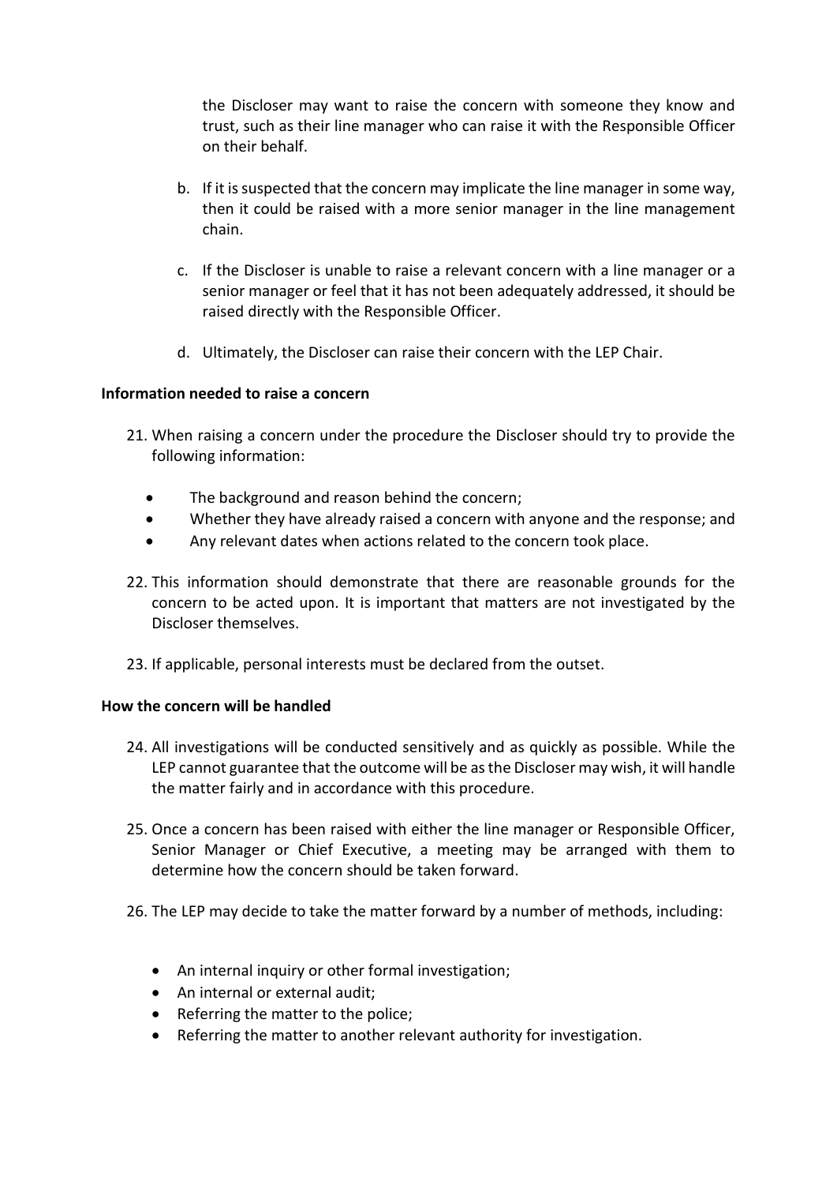the Discloser may want to raise the concern with someone they know and trust, such as their line manager who can raise it with the Responsible Officer on their behalf.

b. If it is suspected that the concern may implicate the line manager in some way, then it could be raised with a more senior manager in the line management chain.

c. If the Discloser is unable to raise a relevant concern with a line manager or a senior manager or feel that it has not been adequately addressed, it should be raised directly with the Responsible Officer.

d. Ultimately, the Discloser can raise their concern with the LEP Chair.

**Information needed to raise a concern**

21. When raising a concern under the procedure the Discloser should try to provide the following information:

- The background and reason behind the concern;
- Whether they have already raised a concern with anyone and the response; and
- Any relevant dates when actions related to the concern took place.

22. This information should demonstrate that there are reasonable grounds for the concern to be acted upon. It is important that matters are not investigated by the Discloser themselves.

23. If applicable, personal interests must be declared from the outset.

**How the concern will be handled**

24. All investigations will be conducted sensitively and as quickly as possible. While the LEP cannot guarantee that the outcome will be as the Discloser may wish, it will handle the matter fairly and in accordance with this procedure.

25. Once a concern has been raised with either the line manager or Responsible Officer, Senior Manager or Chief Executive, a meeting may be arranged with them to determine how the concern should be taken forward.

26. The LEP may decide to take the matter forward by a number of methods, including:

- An internal inquiry or other formal investigation;
- An internal or external audit;
- Referring the matter to the police;
- Referring the matter to another relevant authority for investigation.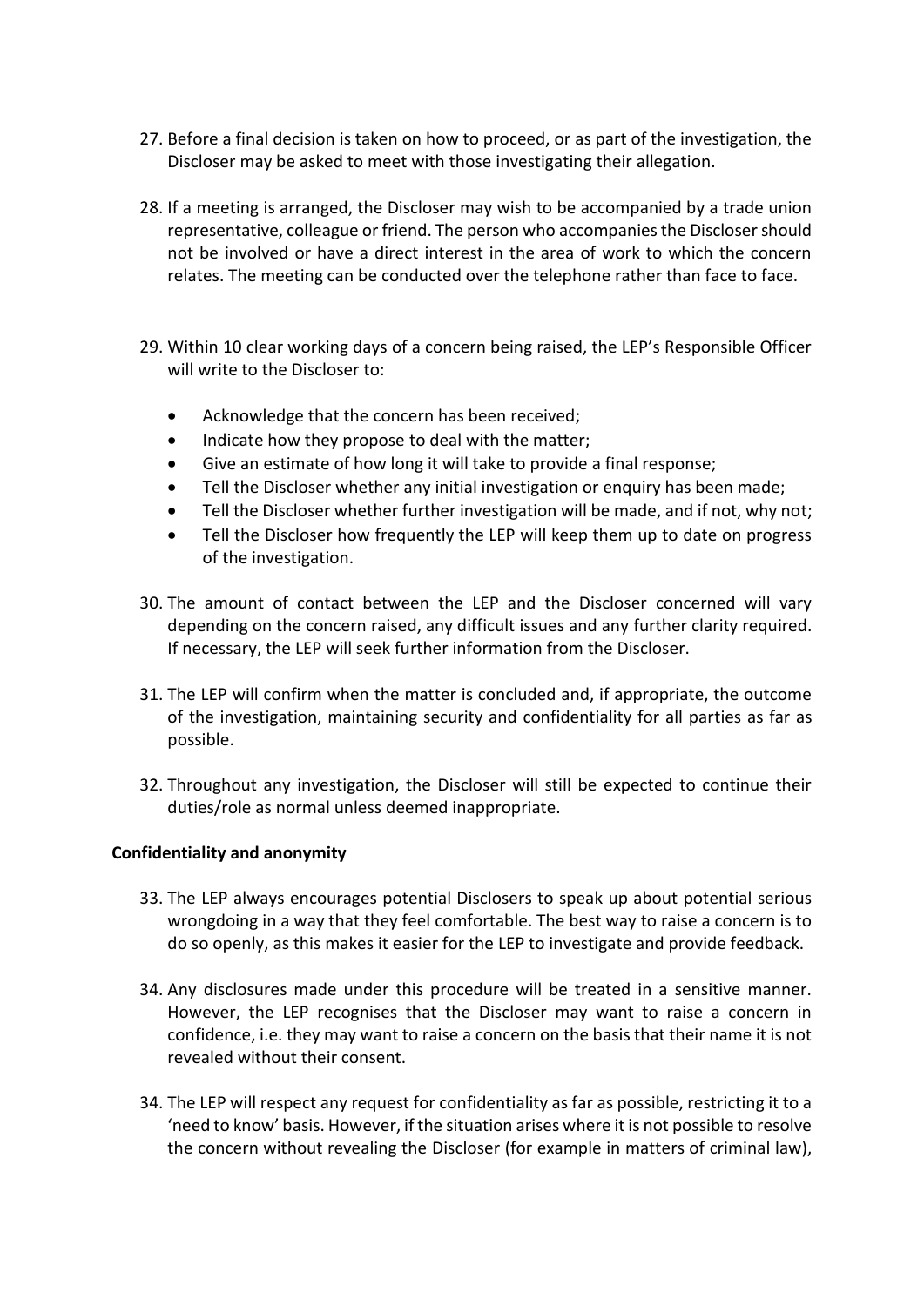27. Before a final decision is taken on how to proceed, or as part of the investigation, the Discloser may be asked to meet with those investigating their allegation.

28. If a meeting is arranged, the Discloser may wish to be accompanied by a trade union representative, colleague or friend. The person who accompanies the Discloser should not be involved or have a direct interest in the area of work to which the concern relates. The meeting can be conducted over the telephone rather than face to face.

29. Within 10 clear working days of a concern being raised, the LEP's Responsible Officer will write to the Discloser to:

    - Acknowledge that the concern has been received;
    - Indicate how they propose to deal with the matter;
    - Give an estimate of how long it will take to provide a final response;
    - Tell the Discloser whether any initial investigation or enquiry has been made;
    - Tell the Discloser whether further investigation will be made, and if not, why not;
    - Tell the Discloser how frequently the LEP will keep them up to date on progress of the investigation.

30. The amount of contact between the LEP and the Discloser concerned will vary depending on the concern raised, any difficult issues and any further clarity required. If necessary, the LEP will seek further information from the Discloser.

31. The LEP will confirm when the matter is concluded and, if appropriate, the outcome of the investigation, maintaining security and confidentiality for all parties as far as possible.

32. Throughout any investigation, the Discloser will still be expected to continue their duties/role as normal unless deemed inappropriate.

**Confidentiality and anonymity**

33. The LEP always encourages potential Disclosers to speak up about potential serious wrongdoing in a way that they feel comfortable. The best way to raise a concern is to do so openly, as this makes it easier for the LEP to investigate and provide feedback.

34. Any disclosures made under this procedure will be treated in a sensitive manner. However, the LEP recognises that the Discloser may want to raise a concern in confidence, i.e. they may want to raise a concern on the basis that their name it is not revealed without their consent.

34. The LEP will respect any request for confidentiality as far as possible, restricting it to a 'need to know' basis. However, if the situation arises where it is not possible to resolve the concern without revealing the Discloser (for example in matters of criminal law),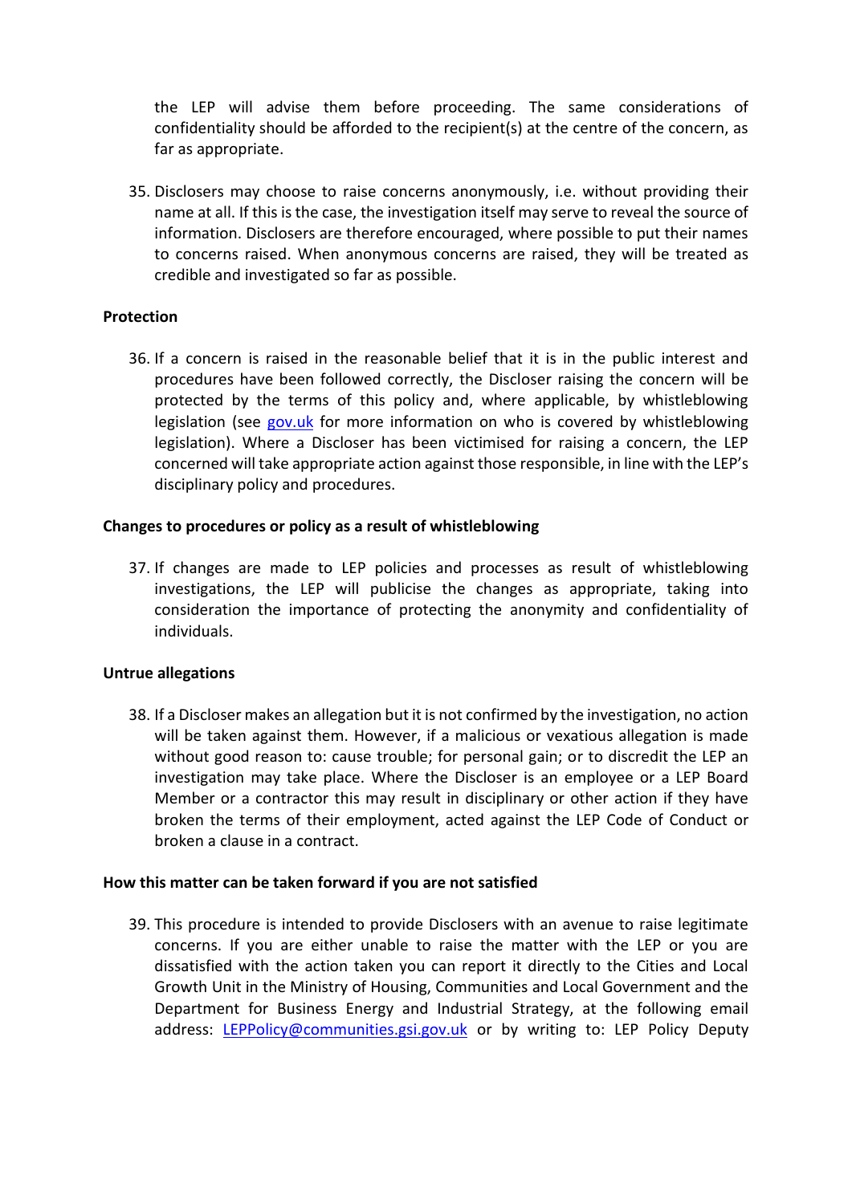the LEP will advise them before proceeding. The same considerations of confidentiality should be afforded to the recipient(s) at the centre of the concern, as far as appropriate.

35. Disclosers may choose to raise concerns anonymously, i.e. without providing their name at all. If this is the case, the investigation itself may serve to reveal the source of information. Disclosers are therefore encouraged, where possible to put their names to concerns raised. When anonymous concerns are raised, they will be treated as credible and investigated so far as possible.

**Protection**

36. If a concern is raised in the reasonable belief that it is in the public interest and procedures have been followed correctly, the Discloser raising the concern will be protected by the terms of this policy and, where applicable, by whistleblowing legislation (see [gov.uk](gov.uk) for more information on who is covered by whistleblowing legislation). Where a Discloser has been victimised for raising a concern, the LEP concerned will take appropriate action against those responsible, in line with the LEP's disciplinary policy and procedures.

**Changes to procedures or policy as a result of whistleblowing**

37. If changes are made to LEP policies and processes as result of whistleblowing investigations, the LEP will publicise the changes as appropriate, taking into consideration the importance of protecting the anonymity and confidentiality of individuals.

**Untrue allegations**

38. If a Discloser makes an allegation but it is not confirmed by the investigation, no action will be taken against them. However, if a malicious or vexatious allegation is made without good reason to: cause trouble; for personal gain; or to discredit the LEP an investigation may take place. Where the Discloser is an employee or a LEP Board Member or a contractor this may result in disciplinary or other action if they have broken the terms of their employment, acted against the LEP Code of Conduct or broken a clause in a contract.

**How this matter can be taken forward if you are not satisfied**

39. This procedure is intended to provide Disclosers with an avenue to raise legitimate concerns. If you are either unable to raise the matter with the LEP or you are dissatisfied with the action taken you can report it directly to the Cities and Local Growth Unit in the Ministry of Housing, Communities and Local Government and the Department for Business Energy and Industrial Strategy, at the following email address: LEPPolicy@communities.gsi.gov.uk or by writing to: LEP Policy Deputy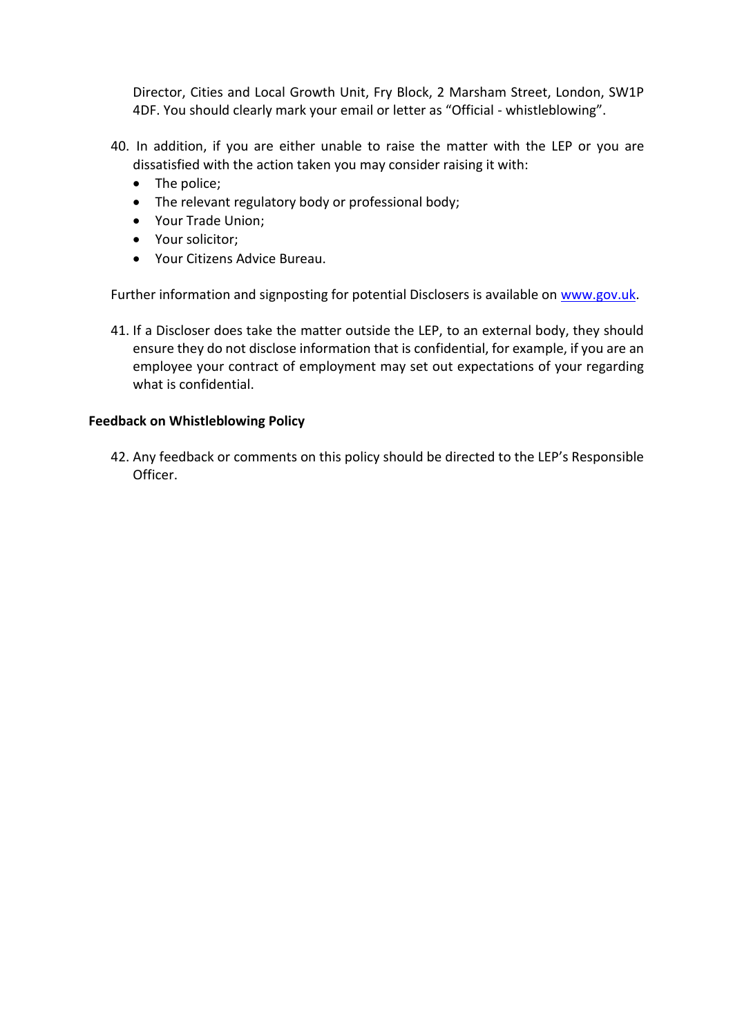Director, Cities and Local Growth Unit, Fry Block, 2 Marsham Street, London, SW1P 4DF. You should clearly mark your email or letter as "Official - whistleblowing".

40. In addition, if you are either unable to raise the matter with the LEP or you are dissatisfied with the action taken you may consider raising it with:
    - The police;
    - The relevant regulatory body or professional body;
    - Your Trade Union;
    - Your solicitor;
    - Your Citizens Advice Bureau.

Further information and signposting for potential Disclosers is available on [www.gov.uk](www.gov.uk).

41. If a Discloser does take the matter outside the LEP, to an external body, they should ensure they do not disclose information that is confidential, for example, if you are an employee your contract of employment may set out expectations of your regarding what is confidential.

**Feedback on Whistleblowing Policy**

42. Any feedback or comments on this policy should be directed to the LEP's Responsible Officer.